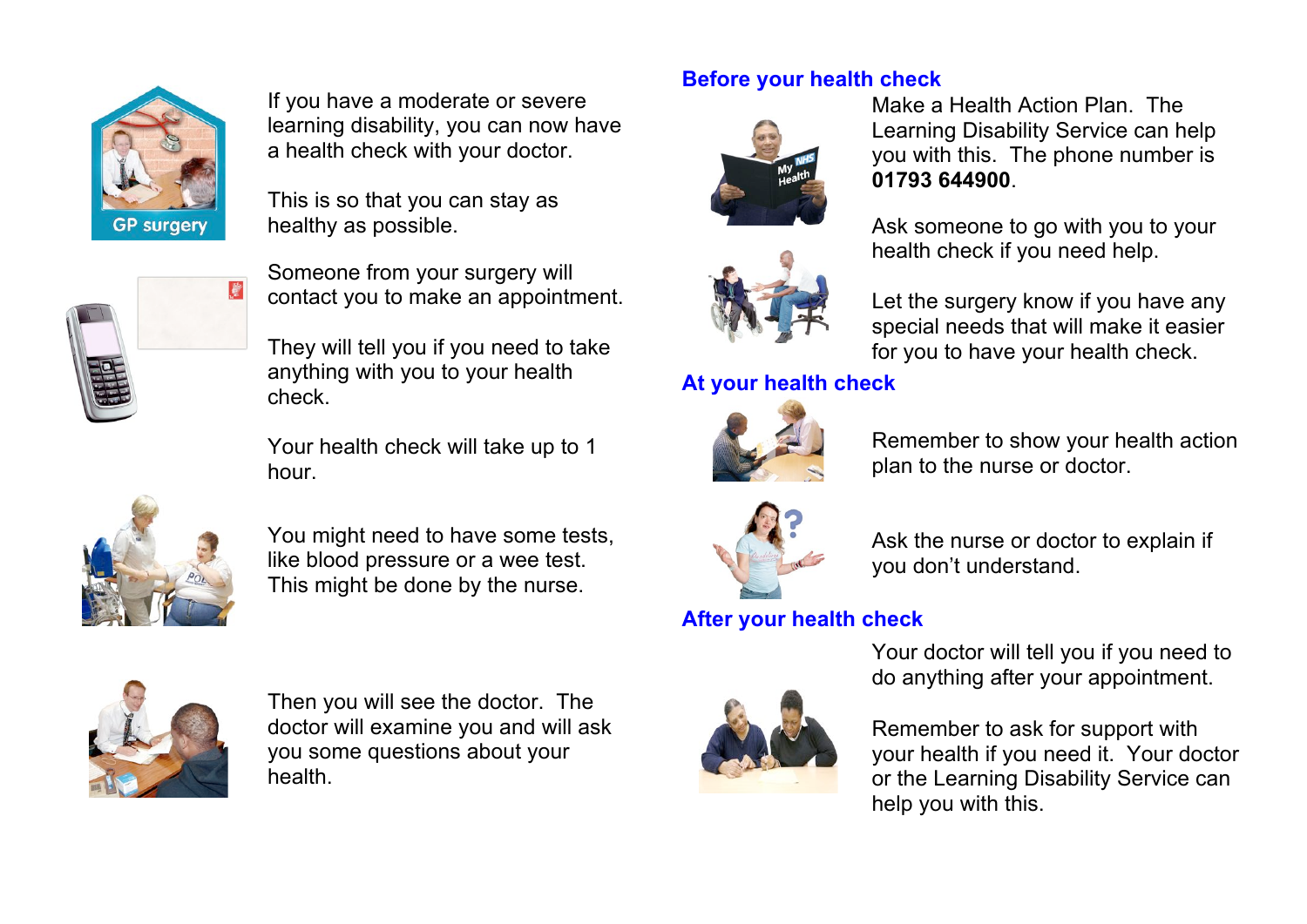If you have a moderate or severe learning disability, you can now have a health check with your doctor.

This is so that you can stay as healthy as possible.

Someone from your surgery will contact you to make an appointment.

They will tell you if you need to take anything with you to your health check.

Your health check will take up to 1 hour.

You might need to have some tests, like blood pressure or a wee test. This might be done by the nurse.

Then you will see the doctor. The doctor will examine you and will ask you some questions about your health.

## Before your health check

Make a Health Action Plan. The Learning Disability Service can help you with this. The phone number is **01793 644900**.

Ask someone to go with you to your health check if you need help.

Let the surgery know if you have any special needs that will make it easier for you to have your health check.

## At your health check

Remember to show your health action plan to the nurse or doctor.

Ask the nurse or doctor to explain if you don't understand.

## After your health check

Your doctor will tell you if you need to do anything after your appointment.

Remember to ask for support with your health if you need it. Your doctor or the Learning Disability Service can help you with this.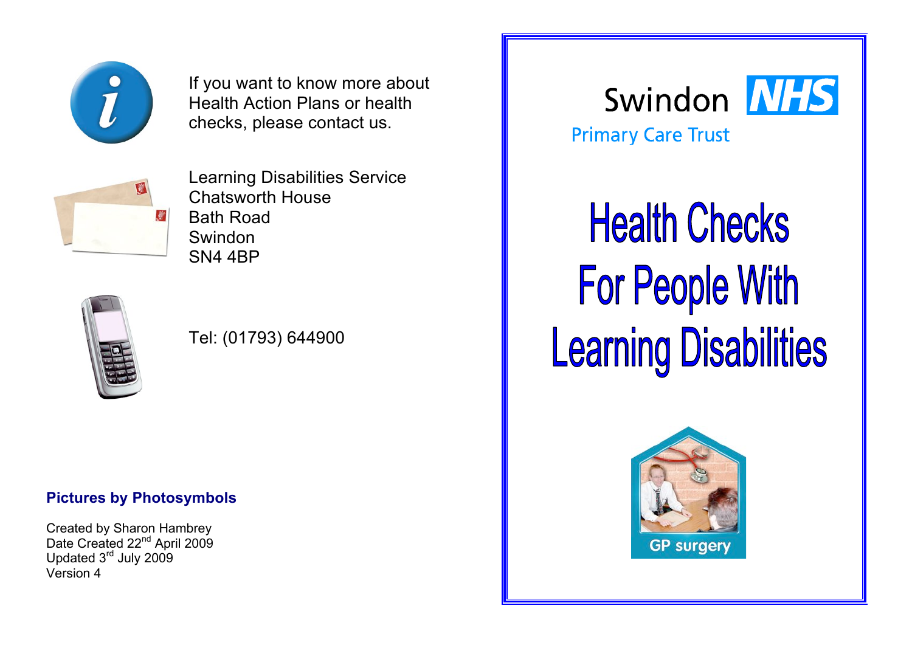If you want to know more about Health Action Plans or health checks, please contact us.

Learning Disabilities Service
Chatsworth House
Bath Road
Swindon
SN4 4BP

Tel: (01793) 644900

**Pictures by Photosymbols**

Created by Sharon Hambrey
Date Created 22nd April 2009
Updated 3rd July 2009
Version 4

Swindon NHS

Primary Care Trust

# Health Checks For People With Learning Disabilities

GP surgery